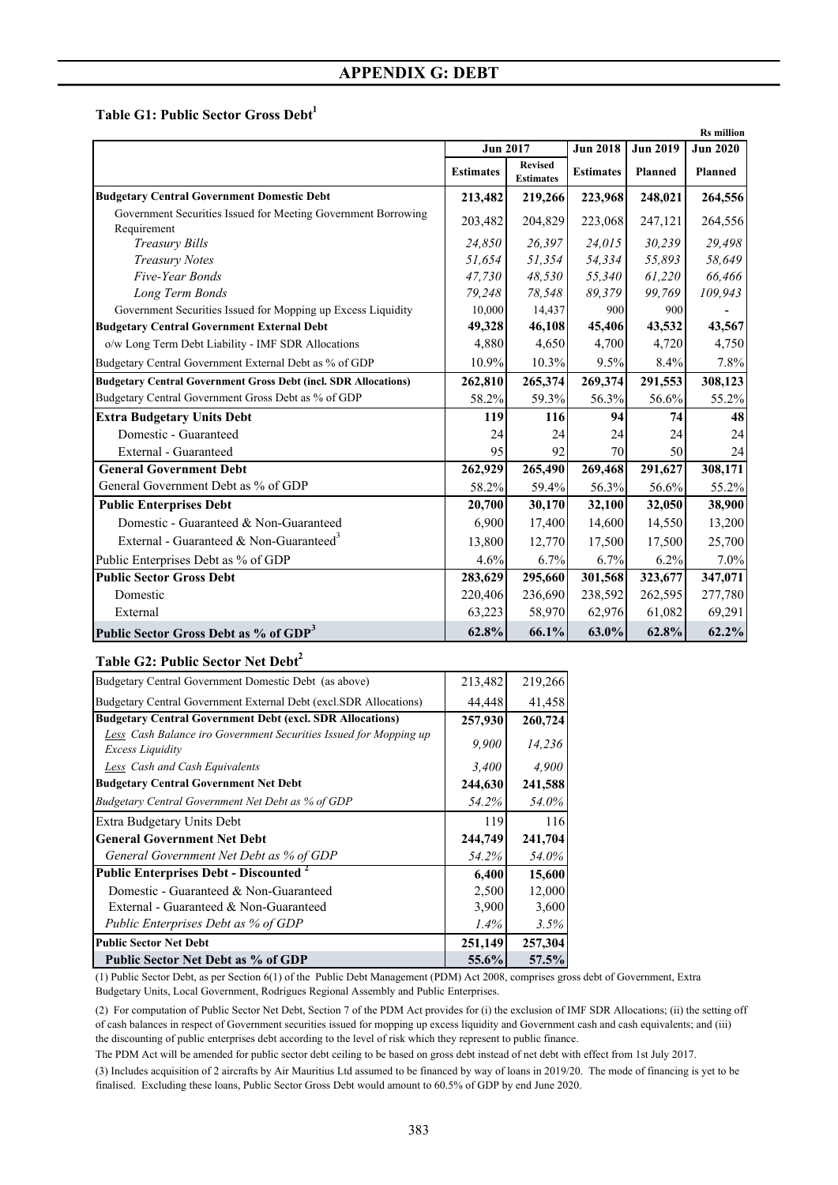# APPENDIX G: DEBT

## Table G1: Public Sector Gross Debt[1]

Rs million

| | Jun 2017 | | Jun 2018 | Jun 2019 | Jun 2020 |
|---|---|---|---|---|---|
| | Estimates | Revised Estimates | Estimates | Planned | Planned |
| **Budgetary Central Government Domestic Debt** | **213,482** | **219,266** | **223,968** | **248,021** | **264,556** |
| Government Securities Issued for Meeting Government Borrowing Requirement | 203,482 | 204,829 | 223,068 | 247,121 | 264,556 |
| *Treasury Bills* | *24,850* | *26,397* | *24,015* | *30,239* | *29,498* |
| *Treasury Notes* | *51,654* | *51,354* | *54,334* | *55,893* | *58,649* |
| *Five-Year Bonds* | *47,730* | *48,530* | *55,340* | *61,220* | *66,466* |
| *Long Term Bonds* | *79,248* | *78,548* | *89,379* | *99,769* | *109,943* |
| Government Securities Issued for Mopping up Excess Liquidity | 10,000 | 14,437 | 900 | 900 | - |
| **Budgetary Central Government External Debt** | **49,328** | **46,108** | **45,406** | **43,532** | **43,567** |
| o/w Long Term Debt Liability - IMF SDR Allocations | 4,880 | 4,650 | 4,700 | 4,720 | 4,750 |
| Budgetary Central Government External Debt as % of GDP | 10.9% | 10.3% | 9.5% | 8.4% | 7.8% |
| **Budgetary Central Government Gross Debt (incl. SDR Allocations)** | **262,810** | **265,374** | **269,374** | **291,553** | **308,123** |
| Budgetary Central Government Gross Debt as % of GDP | 58.2% | 59.3% | 56.3% | 56.6% | 55.2% |
| **Extra Budgetary Units Debt** | **119** | **116** | **94** | **74** | **48** |
| Domestic - Guaranteed | 24 | 24 | 24 | 24 | 24 |
| External - Guaranteed | 95 | 92 | 70 | 50 | 24 |
| **General Government Debt** | **262,929** | **265,490** | **269,468** | **291,627** | **308,171** |
| General Government Debt as % of GDP | 58.2% | 59.4% | 56.3% | 56.6% | 55.2% |
| **Public Enterprises Debt** | **20,700** | **30,170** | **32,100** | **32,050** | **38,900** |
| Domestic - Guaranteed & Non-Guaranteed | 6,900 | 17,400 | 14,600 | 14,550 | 13,200 |
| External - Guaranteed & Non-Guaranteed[3] | 13,800 | 12,770 | 17,500 | 17,500 | 25,700 |
| Public Enterprises Debt as % of GDP | 4.6% | 6.7% | 6.7% | 6.2% | 7.0% |
| **Public Sector Gross Debt** | **283,629** | **295,660** | **301,568** | **323,677** | **347,071** |
| Domestic | 220,406 | 236,690 | 238,592 | 262,595 | 277,780 |
| External | 63,223 | 58,970 | 62,976 | 61,082 | 69,291 |
| **Public Sector Gross Debt as % of GDP[3]** | **62.8%** | **66.1%** | **63.0%** | **62.8%** | **62.2%** |

## Table G2: Public Sector Net Debt[2]

| | Jun 2017 Estimates | Jun 2017 Revised Estimates |
|---|---|---|
| Budgetary Central Government Domestic Debt (as above) | 213,482 | 219,266 |
| Budgetary Central Government External Debt (excl.SDR Allocations) | 44,448 | 41,458 |
| **Budgetary Central Government Debt (excl. SDR Allocations)** | **257,930** | **260,724** |
| *Less Cash Balance iro Government Securities Issued for Mopping up Excess Liquidity* | *9,900* | *14,236* |
| *Less Cash and Cash Equivalents* | *3,400* | *4,900* |
| **Budgetary Central Government Net Debt** | **244,630** | **241,588** |
| *Budgetary Central Government Net Debt as % of GDP* | *54.2%* | *54.0%* |
| Extra Budgetary Units Debt | 119 | 116 |
| **General Government Net Debt** | **244,749** | **241,704** |
| *General Government Net Debt as % of GDP* | *54.2%* | *54.0%* |
| **Public Enterprises Debt - Discounted[2]** | **6,400** | **15,600** |
| Domestic - Guaranteed & Non-Guaranteed | 2,500 | 12,000 |
| External - Guaranteed & Non-Guaranteed | 3,900 | 3,600 |
| *Public Enterprises Debt as % of GDP* | *1.4%* | *3.5%* |
| **Public Sector Net Debt** | **251,149** | **257,304** |
| **Public Sector Net Debt as % of GDP** | **55.6%** | **57.5%** |

(1) Public Sector Debt, as per Section 6(1) of the Public Debt Management (PDM) Act 2008, comprises gross debt of Government, Extra Budgetary Units, Local Government, Rodrigues Regional Assembly and Public Enterprises.

(2) For computation of Public Sector Net Debt, Section 7 of the PDM Act provides for (i) the exclusion of IMF SDR Allocations; (ii) the setting off of cash balances in respect of Government securities issued for mopping up excess liquidity and Government cash and cash equivalents; and (iii) the discounting of public enterprises debt according to the level of risk which they represent to public finance.

The PDM Act will be amended for public sector debt ceiling to be based on gross debt instead of net debt with effect from 1st July 2017.

(3) Includes acquisition of 2 aircrafts by Air Mauritius Ltd assumed to be financed by way of loans in 2019/20. The mode of financing is yet to be finalised. Excluding these loans, Public Sector Gross Debt would amount to 60.5% of GDP by end June 2020.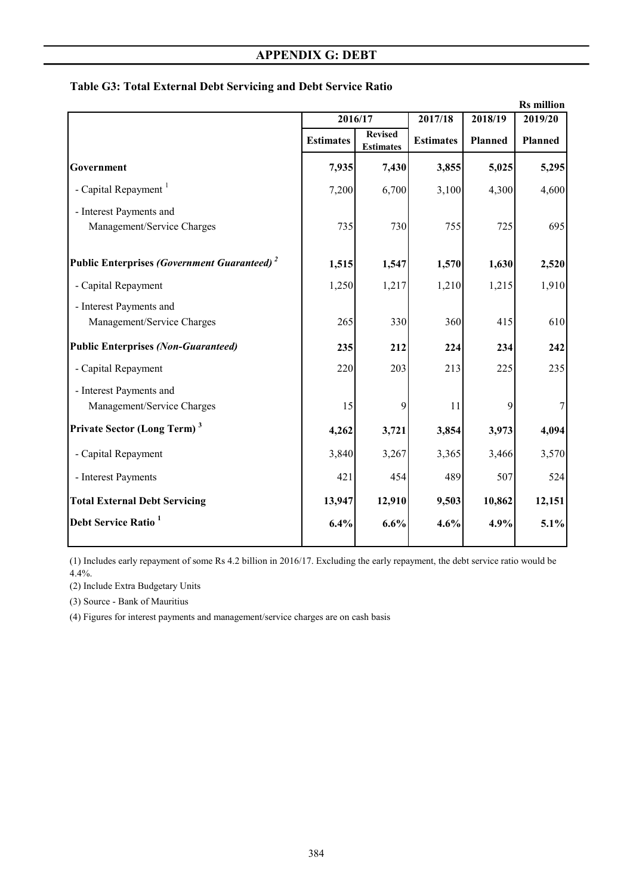## APPENDIX G: DEBT

### Table G3: Total External Debt Servicing and Debt Service Ratio

Rs million

| | 2016/17 | | 2017/18 | 2018/19 | 2019/20 |
|---|---|---|---|---|---|
| | Estimates | Revised Estimates | Estimates | Planned | Planned |
| **Government** | **7,935** | **7,430** | **3,855** | **5,025** | **5,295** |
| - Capital Repayment [1] | 7,200 | 6,700 | 3,100 | 4,300 | 4,600 |
| - Interest Payments and Management/Service Charges | 735 | 730 | 755 | 725 | 695 |
| **Public Enterprises *(Government Guaranteed)* [2]** | **1,515** | **1,547** | **1,570** | **1,630** | **2,520** |
| - Capital Repayment | 1,250 | 1,217 | 1,210 | 1,215 | 1,910 |
| - Interest Payments and Management/Service Charges | 265 | 330 | 360 | 415 | 610 |
| **Public Enterprises *(Non-Guaranteed)*** | **235** | **212** | **224** | **234** | **242** |
| - Capital Repayment | 220 | 203 | 213 | 225 | 235 |
| - Interest Payments and Management/Service Charges | 15 | 9 | 11 | 9 | 7 |
| **Private Sector (Long Term) [3]** | **4,262** | **3,721** | **3,854** | **3,973** | **4,094** |
| - Capital Repayment | 3,840 | 3,267 | 3,365 | 3,466 | 3,570 |
| - Interest Payments | 421 | 454 | 489 | 507 | 524 |
| **Total External Debt Servicing** | **13,947** | **12,910** | **9,503** | **10,862** | **12,151** |
| **Debt Service Ratio [1]** | **6.4%** | **6.6%** | **4.6%** | **4.9%** | **5.1%** |

(1) Includes early repayment of some Rs 4.2 billion in 2016/17. Excluding the early repayment, the debt service ratio would be 4.4%.

(2) Include Extra Budgetary Units

(3) Source - Bank of Mauritius

(4) Figures for interest payments and management/service charges are on cash basis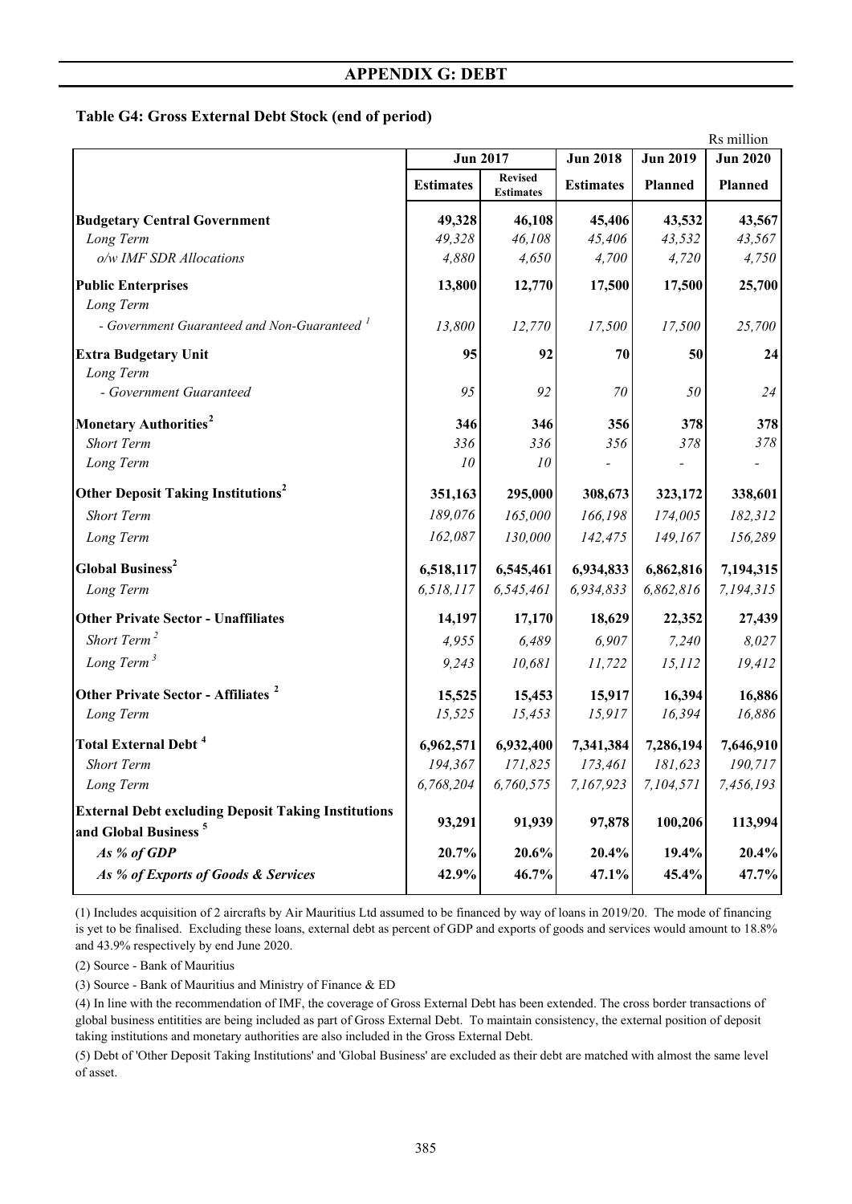# APPENDIX G: DEBT

**Table G4: Gross External Debt Stock (end of period)**

Rs million

| | Jun 2017 | | Jun 2018 | Jun 2019 | Jun 2020 |
|---|---|---|---|---|---|
| | **Estimates** | **Revised Estimates** | **Estimates** | **Planned** | **Planned** |
| **Budgetary Central Government** | **49,328** | **46,108** | **45,406** | **43,532** | **43,567** |
| *Long Term* | *49,328* | *46,108* | *45,406* | *43,532* | *43,567* |
| *o/w IMF SDR Allocations* | *4,880* | *4,650* | *4,700* | *4,720* | *4,750* |
| **Public Enterprises** | **13,800** | **12,770** | **17,500** | **17,500** | **25,700** |
| *Long Term* | | | | | |
| *- Government Guaranteed and Non-Guaranteed [1]* | *13,800* | *12,770* | *17,500* | *17,500* | *25,700* |
| **Extra Budgetary Unit** | **95** | **92** | **70** | **50** | **24** |
| *Long Term* | | | | | |
| *- Government Guaranteed* | *95* | *92* | *70* | *50* | *24* |
| **Monetary Authorities [2]** | **346** | **346** | **356** | **378** | **378** |
| *Short Term* | *336* | *336* | *356* | *378* | *378* |
| *Long Term* | *10* | *10* | - | - | - |
| **Other Deposit Taking Institutions [2]** | **351,163** | **295,000** | **308,673** | **323,172** | **338,601** |
| *Short Term* | *189,076* | *165,000* | *166,198* | *174,005* | *182,312* |
| *Long Term* | *162,087* | *130,000* | *142,475* | *149,167* | *156,289* |
| **Global Business [2]** | **6,518,117** | **6,545,461** | **6,934,833** | **6,862,816** | **7,194,315** |
| *Long Term* | *6,518,117* | *6,545,461* | *6,934,833* | *6,862,816* | *7,194,315* |
| **Other Private Sector - Unaffiliates** | **14,197** | **17,170** | **18,629** | **22,352** | **27,439** |
| *Short Term [2]* | *4,955* | *6,489* | *6,907* | *7,240* | *8,027* |
| *Long Term [3]* | *9,243* | *10,681* | *11,722* | *15,112* | *19,412* |
| **Other Private Sector - Affiliates [2]** | **15,525** | **15,453** | **15,917** | **16,394** | **16,886** |
| *Long Term* | *15,525* | *15,453* | *15,917* | *16,394* | *16,886* |
| **Total External Debt [4]** | **6,962,571** | **6,932,400** | **7,341,384** | **7,286,194** | **7,646,910** |
| *Short Term* | *194,367* | *171,825* | *173,461* | *181,623* | *190,717* |
| *Long Term* | *6,768,204* | *6,760,575* | *7,167,923* | *7,104,571* | *7,456,193* |
| **External Debt excluding Deposit Taking Institutions and Global Business [5]** | **93,291** | **91,939** | **97,878** | **100,206** | **113,994** |
| ***As % of GDP*** | **20.7%** | **20.6%** | **20.4%** | **19.4%** | **20.4%** |
| ***As % of Exports of Goods & Services*** | **42.9%** | **46.7%** | **47.1%** | **45.4%** | **47.7%** |

(1) Includes acquisition of 2 aircrafts by Air Mauritius Ltd assumed to be financed by way of loans in 2019/20. The mode of financing is yet to be finalised. Excluding these loans, external debt as percent of GDP and exports of goods and services would amount to 18.8% and 43.9% respectively by end June 2020.

(2) Source - Bank of Mauritius

(3) Source - Bank of Mauritius and Ministry of Finance & ED

(4) In line with the recommendation of IMF, the coverage of Gross External Debt has been extended. The cross border transactions of global business entitities are being included as part of Gross External Debt. To maintain consistency, the external position of deposit taking institutions and monetary authorities are also included in the Gross External Debt.

(5) Debt of 'Other Deposit Taking Institutions' and 'Global Business' are excluded as their debt are matched with almost the same level of asset.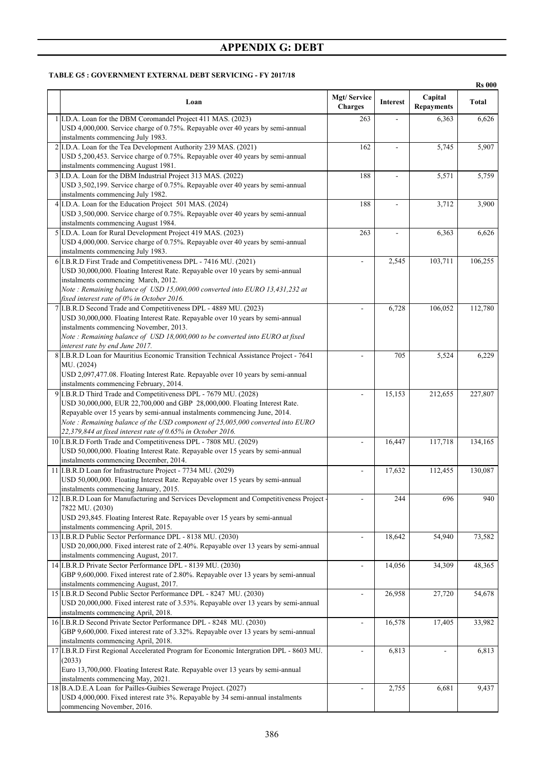# APPENDIX G: DEBT

**TABLE G5 : GOVERNMENT EXTERNAL DEBT SERVICING - FY 2017/18**

Rs 000

| | Loan | Mgt/ Service Charges | Interest | Capital Repayments | Total |
|---|---|---|---|---|---|
| 1 | I.D.A. Loan for the DBM Coromandel Project 411 MAS. (2023)<br>USD 4,000,000. Service charge of 0.75%. Repayable over 40 years by semi-annual instalments commencing July 1983. | 263 | - | 6,363 | 6,626 |
| 2 | I.D.A. Loan for the Tea Development Authority 239 MAS. (2021)<br>USD 5,200,453. Service charge of 0.75%. Repayable over 40 years by semi-annual instalments commencing August 1981. | 162 | - | 5,745 | 5,907 |
| 3 | I.D.A. Loan for the DBM Industrial Project 313 MAS. (2022)<br>USD 3,502,199. Service charge of 0.75%. Repayable over 40 years by semi-annual instalments commencing July 1982. | 188 | - | 5,571 | 5,759 |
| 4 | I.D.A. Loan for the Education Project 501 MAS. (2024)<br>USD 3,500,000. Service charge of 0.75%. Repayable over 40 years by semi-annual instalments commencing August 1984. | 188 | - | 3,712 | 3,900 |
| 5 | I.D.A. Loan for Rural Development Project 419 MAS. (2023)<br>USD 4,000,000. Service charge of 0.75%. Repayable over 40 years by semi-annual instalments commencing July 1983. | 263 | - | 6,363 | 6,626 |
| 6 | I.B.R.D First Trade and Competitiveness DPL - 7416 MU. (2021)<br>USD 30,000,000. Floating Interest Rate. Repayable over 10 years by semi-annual instalments commencing March, 2012.<br>*Note : Remaining balance of USD 15,000,000 converted into EURO 13,431,232 at fixed interest rate of 0% in October 2016.* | - | 2,545 | 103,711 | 106,255 |
| 7 | I.B.R.D Second Trade and Competitiveness DPL - 4889 MU. (2023)<br>USD 30,000,000. Floating Interest Rate. Repayable over 10 years by semi-annual instalments commencing November, 2013.<br>*Note : Remaining balance of USD 18,000,000 to be converted into EURO at fixed interest rate by end June 2017.* | - | 6,728 | 106,052 | 112,780 |
| 8 | I.B.R.D Loan for Mauritius Economic Transition Technical Assistance Project - 7641 MU. (2024)<br>USD 2,097,477.08. Floating Interest Rate. Repayable over 10 years by semi-annual instalments commencing February, 2014. | - | 705 | 5,524 | 6,229 |
| 9 | I.B.R.D Third Trade and Competitiveness DPL - 7679 MU. (2028)<br>USD 30,000,000, EUR 22,700,000 and GBP 28,000,000. Floating Interest Rate. Repayable over 15 years by semi-annual instalments commencing June, 2014.<br>*Note : Remaining balance of the USD component of 25,005,000 converted into EURO 22,379,844 at fixed interest rate of 0.65% in October 2016.* | - | 15,153 | 212,655 | 227,807 |
| 10 | I.B.R.D Forth Trade and Competitiveness DPL - 7808 MU. (2029)<br>USD 50,000,000. Floating Interest Rate. Repayable over 15 years by semi-annual instalments commencing December, 2014. | - | 16,447 | 117,718 | 134,165 |
| 11 | I.B.R.D Loan for Infrastructure Project - 7734 MU. (2029)<br>USD 50,000,000. Floating Interest Rate. Repayable over 15 years by semi-annual instalments commencing January, 2015. | - | 17,632 | 112,455 | 130,087 |
| 12 | I.B.R.D Loan for Manufacturing and Services Development and Competitiveness Project - 7822 MU. (2030)<br>USD 293,845. Floating Interest Rate. Repayable over 15 years by semi-annual instalments commencing April, 2015. | - | 244 | 696 | 940 |
| 13 | I.B.R.D Public Sector Performance DPL - 8138 MU. (2030)<br>USD 20,000,000. Fixed interest rate of 2.40%. Repayable over 13 years by semi-annual instalments commencing August, 2017. | - | 18,642 | 54,940 | 73,582 |
| 14 | I.B.R.D Private Sector Performance DPL - 8139 MU. (2030)<br>GBP 9,600,000. Fixed interest rate of 2.80%. Repayable over 13 years by semi-annual instalments commencing August, 2017. | - | 14,056 | 34,309 | 48,365 |
| 15 | I.B.R.D Second Public Sector Performance DPL - 8247 MU. (2030)<br>USD 20,000,000. Fixed interest rate of 3.53%. Repayable over 13 years by semi-annual instalments commencing April, 2018. | - | 26,958 | 27,720 | 54,678 |
| 16 | I.B.R.D Second Private Sector Performance DPL - 8248 MU. (2030)<br>GBP 9,600,000. Fixed interest rate of 3.32%. Repayable over 13 years by semi-annual instalments commencing April, 2018. | - | 16,578 | 17,405 | 33,982 |
| 17 | I.B.R.D First Regional Accelerated Program for Economic Intergration DPL - 8603 MU. (2033)<br>Euro 13,700,000. Floating Interest Rate. Repayable over 13 years by semi-annual instalments commencing May, 2021. | - | 6,813 | - | 6,813 |
| 18 | B.A.D.E.A Loan for Pailles-Guibies Sewerage Project. (2027)<br>USD 4,000,000. Fixed interest rate 3%. Repayable by 34 semi-annual instalments commencing November, 2016. | - | 2,755 | 6,681 | 9,437 |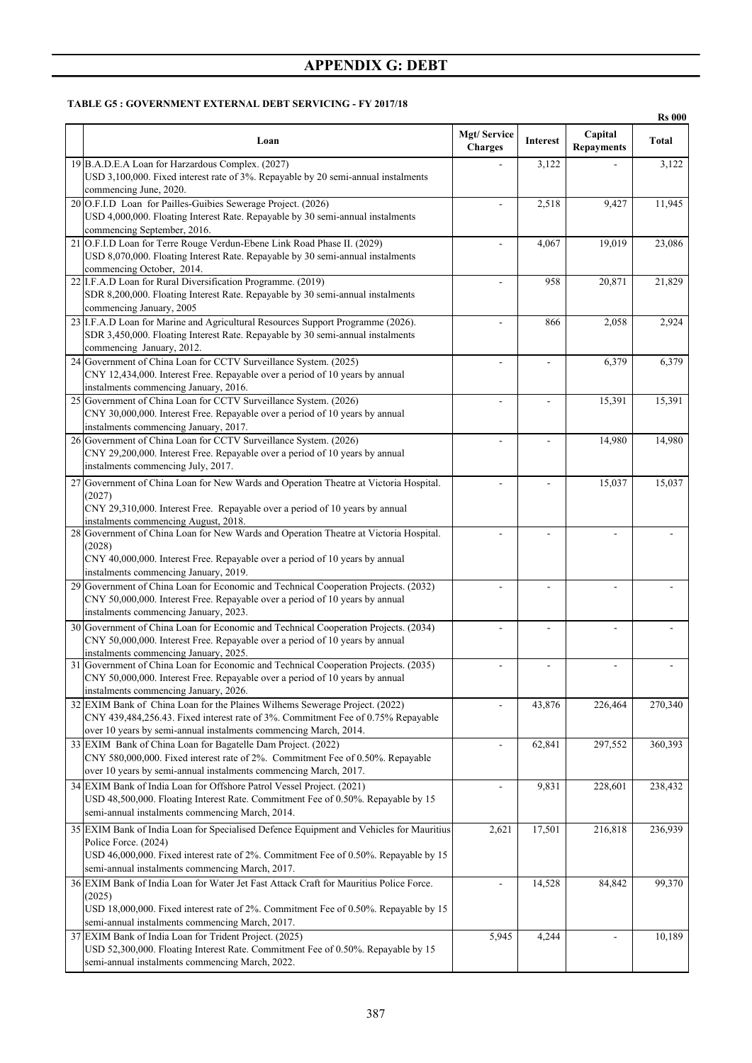# APPENDIX G: DEBT

**TABLE G5 : GOVERNMENT EXTERNAL DEBT SERVICING - FY 2017/18**

**Rs 000**

| | Loan | Mgt/ Service Charges | Interest | Capital Repayments | Total |
|---|---|---|---|---|---|
| 19 | B.A.D.E.A Loan for Harzardous Complex. (2027)<br>USD 3,100,000. Fixed interest rate of 3%. Repayable by 20 semi-annual instalments commencing June, 2020. | - | 3,122 | - | 3,122 |
| 20 | O.F.I.D Loan for Pailles-Guibies Sewerage Project. (2026)<br>USD 4,000,000. Floating Interest Rate. Repayable by 30 semi-annual instalments commencing September, 2016. | - | 2,518 | 9,427 | 11,945 |
| 21 | O.F.I.D Loan for Terre Rouge Verdun-Ebene Link Road Phase II. (2029)<br>USD 8,070,000. Floating Interest Rate. Repayable by 30 semi-annual instalments commencing October, 2014. | - | 4,067 | 19,019 | 23,086 |
| 22 | I.F.A.D Loan for Rural Diversification Programme. (2019)<br>SDR 8,200,000. Floating Interest Rate. Repayable by 30 semi-annual instalments commencing January, 2005 | - | 958 | 20,871 | 21,829 |
| 23 | I.F.A.D Loan for Marine and Agricultural Resources Support Programme (2026).<br>SDR 3,450,000. Floating Interest Rate. Repayable by 30 semi-annual instalments commencing January, 2012. | - | 866 | 2,058 | 2,924 |
| 24 | Government of China Loan for CCTV Surveillance System. (2025)<br>CNY 12,434,000. Interest Free. Repayable over a period of 10 years by annual instalments commencing January, 2016. | - | - | 6,379 | 6,379 |
| 25 | Government of China Loan for CCTV Surveillance System. (2026)<br>CNY 30,000,000. Interest Free. Repayable over a period of 10 years by annual instalments commencing January, 2017. | - | - | 15,391 | 15,391 |
| 26 | Government of China Loan for CCTV Surveillance System. (2026)<br>CNY 29,200,000. Interest Free. Repayable over a period of 10 years by annual instalments commencing July, 2017. | - | - | 14,980 | 14,980 |
| 27 | Government of China Loan for New Wards and Operation Theatre at Victoria Hospital. (2027)<br>CNY 29,310,000. Interest Free. Repayable over a period of 10 years by annual instalments commencing August, 2018. | - | - | 15,037 | 15,037 |
| 28 | Government of China Loan for New Wards and Operation Theatre at Victoria Hospital. (2028)<br>CNY 40,000,000. Interest Free. Repayable over a period of 10 years by annual instalments commencing January, 2019. | - | - | - | - |
| 29 | Government of China Loan for Economic and Technical Cooperation Projects. (2032)<br>CNY 50,000,000. Interest Free. Repayable over a period of 10 years by annual instalments commencing January, 2023. | - | - | - | - |
| 30 | Government of China Loan for Economic and Technical Cooperation Projects. (2034)<br>CNY 50,000,000. Interest Free. Repayable over a period of 10 years by annual instalments commencing January, 2025. | - | - | - | - |
| 31 | Government of China Loan for Economic and Technical Cooperation Projects. (2035)<br>CNY 50,000,000. Interest Free. Repayable over a period of 10 years by annual instalments commencing January, 2026. | - | - | - | - |
| 32 | EXIM Bank of China Loan for the Plaines Wilhems Sewerage Project. (2022)<br>CNY 439,484,256.43. Fixed interest rate of 3%. Commitment Fee of 0.75% Repayable over 10 years by semi-annual instalments commencing March, 2014. | - | 43,876 | 226,464 | 270,340 |
| 33 | EXIM Bank of China Loan for Bagatelle Dam Project. (2022)<br>CNY 580,000,000. Fixed interest rate of 2%. Commitment Fee of 0.50%. Repayable over 10 years by semi-annual instalments commencing March, 2017. | - | 62,841 | 297,552 | 360,393 |
| 34 | EXIM Bank of India Loan for Offshore Patrol Vessel Project. (2021)<br>USD 48,500,000. Floating Interest Rate. Commitment Fee of 0.50%. Repayable by 15 semi-annual instalments commencing March, 2014. | - | 9,831 | 228,601 | 238,432 |
| 35 | EXIM Bank of India Loan for Specialised Defence Equipment and Vehicles for Mauritius Police Force. (2024)<br>USD 46,000,000. Fixed interest rate of 2%. Commitment Fee of 0.50%. Repayable by 15 semi-annual instalments commencing March, 2017. | 2,621 | 17,501 | 216,818 | 236,939 |
| 36 | EXIM Bank of India Loan for Water Jet Fast Attack Craft for Mauritius Police Force. (2025)<br>USD 18,000,000. Fixed interest rate of 2%. Commitment Fee of 0.50%. Repayable by 15 semi-annual instalments commencing March, 2017. | - | 14,528 | 84,842 | 99,370 |
| 37 | EXIM Bank of India Loan for Trident Project. (2025)<br>USD 52,300,000. Floating Interest Rate. Commitment Fee of 0.50%. Repayable by 15 semi-annual instalments commencing March, 2022. | 5,945 | 4,244 | - | 10,189 |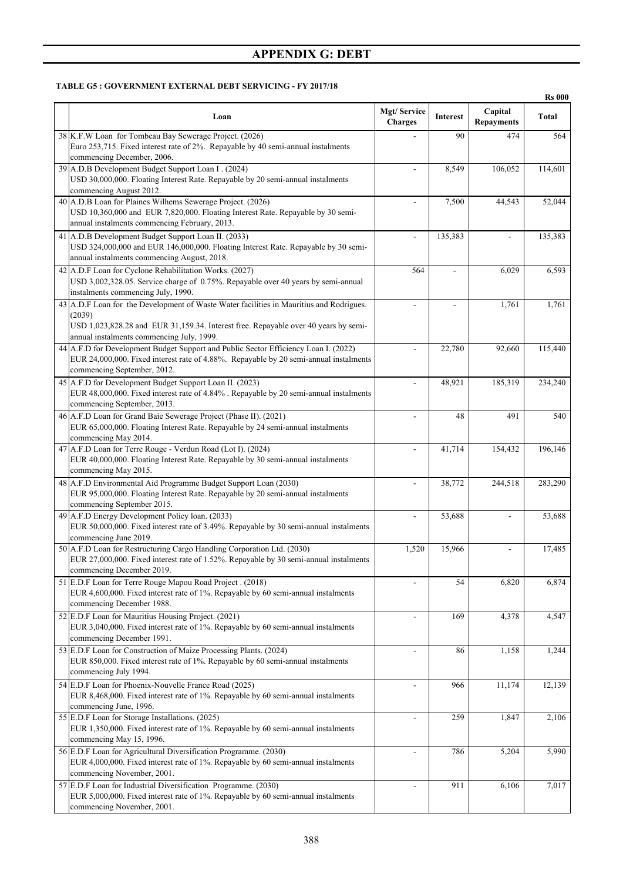# APPENDIX G: DEBT

**TABLE G5 : GOVERNMENT EXTERNAL DEBT SERVICING - FY 2017/18**

Rs 000

| | Loan | Mgt/ Service Charges | Interest | Capital Repayments | Total |
|---|---|---|---|---|---|
| 38 | K.F.W Loan for Tombeau Bay Sewerage Project. (2026) Euro 253,715. Fixed interest rate of 2%. Repayable by 40 semi-annual instalments commencing December, 2006. | - | 90 | 474 | 564 |
| 39 | A.D.B Development Budget Support Loan I . (2024) USD 30,000,000. Floating Interest Rate. Repayable by 20 semi-annual instalments commencing August 2012. | - | 8,549 | 106,052 | 114,601 |
| 40 | A.D.B Loan for Plaines Wilhems Sewerage Project. (2026) USD 10,360,000 and EUR 7,820,000. Floating Interest Rate. Repayable by 30 semi-annual instalments commencing February, 2013. | - | 7,500 | 44,543 | 52,044 |
| 41 | A.D.B Development Budget Support Loan II. (2033) USD 324,000,000 and EUR 146,000,000. Floating Interest Rate. Repayable by 30 semi-annual instalments commencing August, 2018. | - | 135,383 | - | 135,383 |
| 42 | A.D.F Loan for Cyclone Rehabilitation Works. (2027) USD 3,002,328.05. Service charge of 0.75%. Repayable over 40 years by semi-annual instalments commencing July, 1990. | 564 | - | 6,029 | 6,593 |
| 43 | A.D.F Loan for the Development of Waste Water facilities in Mauritius and Rodrigues. (2039) USD 1,023,828.28 and EUR 31,159.34. Interest free. Repayable over 40 years by semi-annual instalments commencing July, 1999. | - | - | 1,761 | 1,761 |
| 44 | A.F.D for Development Budget Support and Public Sector Efficiency Loan I. (2022) EUR 24,000,000. Fixed interest rate of 4.88%. Repayable by 20 semi-annual instalments commencing September, 2012. | - | 22,780 | 92,660 | 115,440 |
| 45 | A.F.D for Development Budget Support Loan II. (2023) EUR 48,000,000. Fixed interest rate of 4.84% . Repayable by 20 semi-annual instalments commencing September, 2013. | - | 48,921 | 185,319 | 234,240 |
| 46 | A.F.D Loan for Grand Baie Sewerage Project (Phase II). (2021) EUR 65,000,000. Floating Interest Rate. Repayable by 24 semi-annual instalments commencing May 2014. | - | 48 | 491 | 540 |
| 47 | A.F.D Loan for Terre Rouge - Verdun Road (Lot I). (2024) EUR 40,000,000. Floating Interest Rate. Repayable by 30 semi-annual instalments commencing May 2015. | - | 41,714 | 154,432 | 196,146 |
| 48 | A.F.D Environmental Aid Programme Budget Support Loan (2030) EUR 95,000,000. Floating Interest Rate. Repayable by 20 semi-annual instalments commencing September 2015. | - | 38,772 | 244,518 | 283,290 |
| 49 | A.F.D Energy Development Policy loan. (2033) EUR 50,000,000. Fixed interest rate of 3.49%. Repayable by 30 semi-annual instalments commencing June 2019. | - | 53,688 | - | 53,688 |
| 50 | A.F.D Loan for Restructuring Cargo Handling Corporation Ltd. (2030) EUR 27,000,000. Fixed interest rate of 1.52%. Repayable by 30 semi-annual instalments commencing December 2019. | 1,520 | 15,966 | - | 17,485 |
| 51 | E.D.F Loan for Terre Rouge Mapou Road Project . (2018) EUR 4,600,000. Fixed interest rate of 1%. Repayable by 60 semi-annual instalments commencing December 1988. | - | 54 | 6,820 | 6,874 |
| 52 | E.D.F Loan for Mauritius Housing Project. (2021) EUR 3,040,000. Fixed interest rate of 1%. Repayable by 60 semi-annual instalments commencing December 1991. | - | 169 | 4,378 | 4,547 |
| 53 | E.D.F Loan for Construction of Maize Processing Plants. (2024) EUR 850,000. Fixed interest rate of 1%. Repayable by 60 semi-annual instalments commencing July 1994. | - | 86 | 1,158 | 1,244 |
| 54 | E.D.F Loan for Phoenix-Nouvelle France Road (2025) EUR 8,468,000. Fixed interest rate of 1%. Repayable by 60 semi-annual instalments commencing June, 1996. | - | 966 | 11,174 | 12,139 |
| 55 | E.D.F Loan for Storage Installations. (2025) EUR 1,350,000. Fixed interest rate of 1%. Repayable by 60 semi-annual instalments commencing May 15, 1996. | - | 259 | 1,847 | 2,106 |
| 56 | E.D.F Loan for Agricultural Diversification Programme. (2030) EUR 4,000,000. Fixed interest rate of 1%. Repayable by 60 semi-annual instalments commencing November, 2001. | - | 786 | 5,204 | 5,990 |
| 57 | E.D.F Loan for Industrial Diversification Programme. (2030) EUR 5,000,000. Fixed interest rate of 1%. Repayable by 60 semi-annual instalments commencing November, 2001. | - | 911 | 6,106 | 7,017 |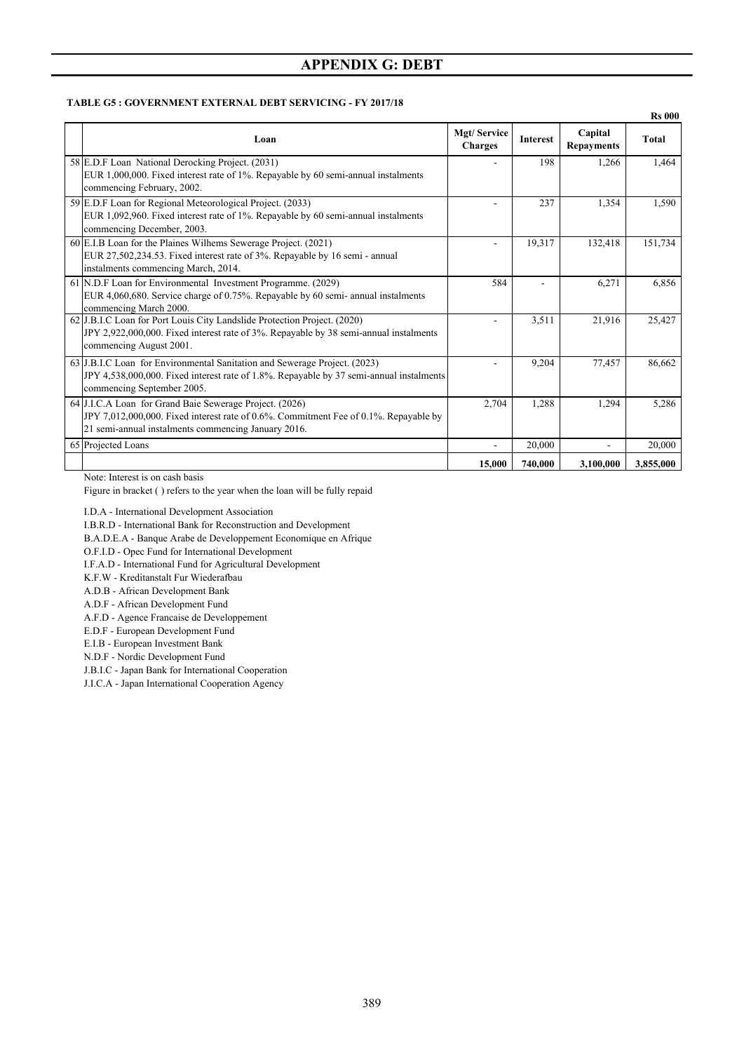# APPENDIX G: DEBT

**TABLE G5 : GOVERNMENT EXTERNAL DEBT SERVICING - FY 2017/18**

**Rs 000**

| | Loan | Mgt/ Service Charges | Interest | Capital Repayments | Total |
|---|---|---|---|---|---|
| 58 | E.D.F Loan National Derocking Project. (2031) EUR 1,000,000. Fixed interest rate of 1%. Repayable by 60 semi-annual instalments commencing February, 2002. | - | 198 | 1,266 | 1,464 |
| 59 | E.D.F Loan for Regional Meteorological Project. (2033) EUR 1,092,960. Fixed interest rate of 1%. Repayable by 60 semi-annual instalments commencing December, 2003. | - | 237 | 1,354 | 1,590 |
| 60 | E.I.B Loan for the Plaines Wilhems Sewerage Project. (2021) EUR 27,502,234.53. Fixed interest rate of 3%. Repayable by 16 semi - annual instalments commencing March, 2014. | - | 19,317 | 132,418 | 151,734 |
| 61 | N.D.F Loan for Environmental Investment Programme. (2029) EUR 4,060,680. Service charge of 0.75%. Repayable by 60 semi- annual instalments commencing March 2000. | 584 | - | 6,271 | 6,856 |
| 62 | J.B.I.C Loan for Port Louis City Landslide Protection Project. (2020) JPY 2,922,000,000. Fixed interest rate of 3%. Repayable by 38 semi-annual instalments commencing August 2001. | - | 3,511 | 21,916 | 25,427 |
| 63 | J.B.I.C Loan for Environmental Sanitation and Sewerage Project. (2023) JPY 4,538,000,000. Fixed interest rate of 1.8%. Repayable by 37 semi-annual instalments commencing September 2005. | - | 9,204 | 77,457 | 86,662 |
| 64 | J.I.C.A Loan for Grand Baie Sewerage Project. (2026) JPY 7,012,000,000. Fixed interest rate of 0.6%. Commitment Fee of 0.1%. Repayable by 21 semi-annual instalments commencing January 2016. | 2,704 | 1,288 | 1,294 | 5,286 |
| 65 | Projected Loans | - | 20,000 | - | 20,000 |
| | | **15,000** | **740,000** | **3,100,000** | **3,855,000** |

Note: Interest is on cash basis

Figure in bracket ( ) refers to the year when the loan will be fully repaid

I.D.A - International Development Association

I.B.R.D - International Bank for Reconstruction and Development

B.A.D.E.A - Banque Arabe de Developpement Economique en Afrique

O.F.I.D - Opec Fund for International Development

I.F.A.D - International Fund for Agricultural Development

K.F.W - Kreditanstalt Fur Wiederafbau

A.D.B - African Development Bank

A.D.F - African Development Fund

A.F.D - Agence Francaise de Developpement

E.D.F - European Development Fund

E.I.B - European Investment Bank

N.D.F - Nordic Development Fund

J.B.I.C - Japan Bank for International Cooperation

J.I.C.A - Japan International Cooperation Agency